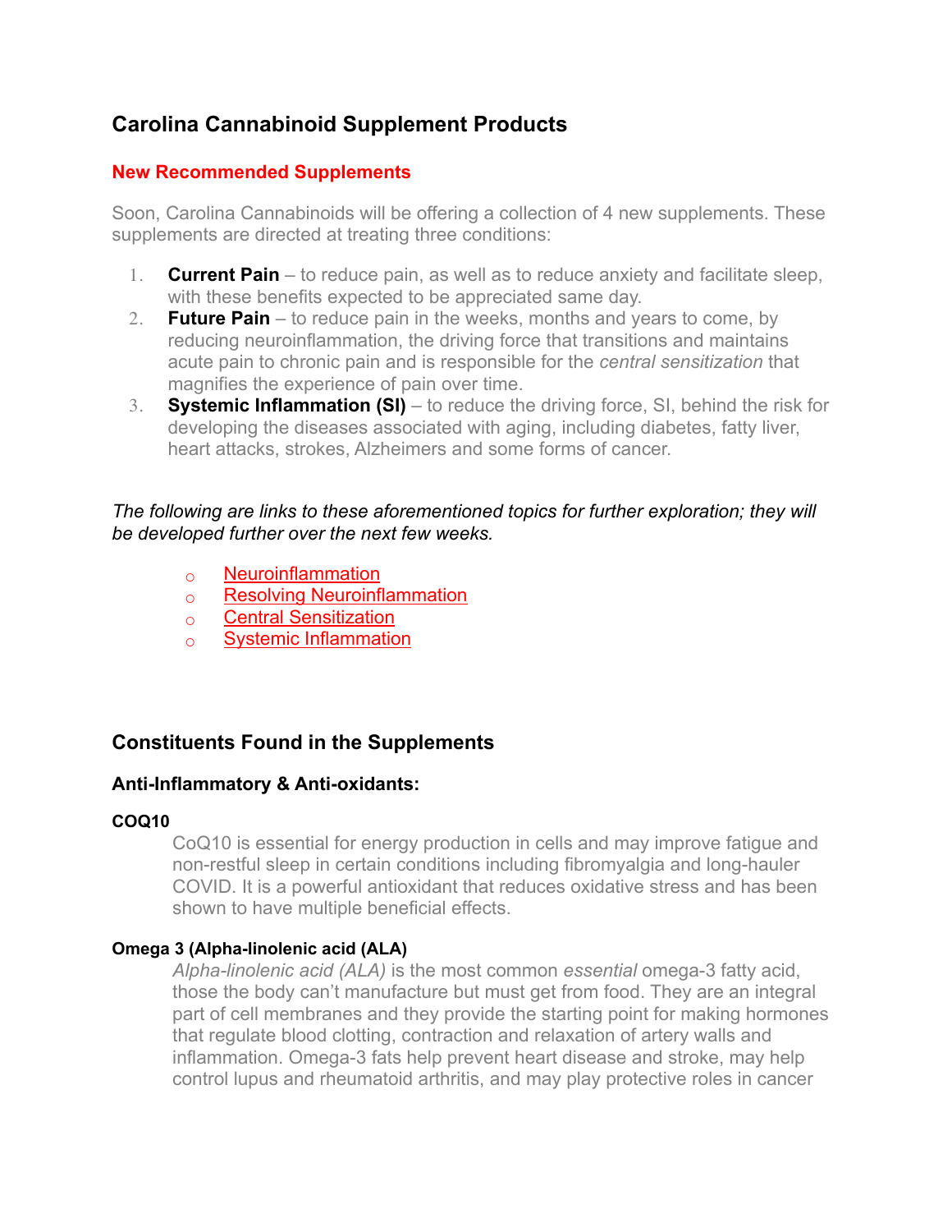# Carolina Cannabinoid Supplement Products

## New Recommended Supplements

Soon, Carolina Cannabinoids will be offering a collection of 4 new supplements. These supplements are directed at treating three conditions:

1. **Current Pain** – to reduce pain, as well as to reduce anxiety and facilitate sleep, with these benefits expected to be appreciated same day.
2. **Future Pain** – to reduce pain in the weeks, months and years to come, by reducing neuroinflammation, the driving force that transitions and maintains acute pain to chronic pain and is responsible for the *central sensitization* that magnifies the experience of pain over time.
3. **Systemic Inflammation (SI)** – to reduce the driving force, SI, behind the risk for developing the diseases associated with aging, including diabetes, fatty liver, heart attacks, strokes, Alzheimers and some forms of cancer.

*The following are links to these aforementioned topics for further exploration; they will be developed further over the next few weeks.*

- Neuroinflammation
- Resolving Neuroinflammation
- Central Sensitization
- Systemic Inflammation

## Constituents Found in the Supplements

### Anti-Inflammatory & Anti-oxidants:

#### COQ10

CoQ10 is essential for energy production in cells and may improve fatigue and non-restful sleep in certain conditions including fibromyalgia and long-hauler COVID. It is a powerful antioxidant that reduces oxidative stress and has been shown to have multiple beneficial effects.

#### Omega 3 (Alpha-linolenic acid (ALA)

*Alpha-linolenic acid (ALA)* is the most common *essential* omega-3 fatty acid, those the body can't manufacture but must get from food. They are an integral part of cell membranes and they provide the starting point for making hormones that regulate blood clotting, contraction and relaxation of artery walls and inflammation. Omega-3 fats help prevent heart disease and stroke, may help control lupus and rheumatoid arthritis, and may play protective roles in cancer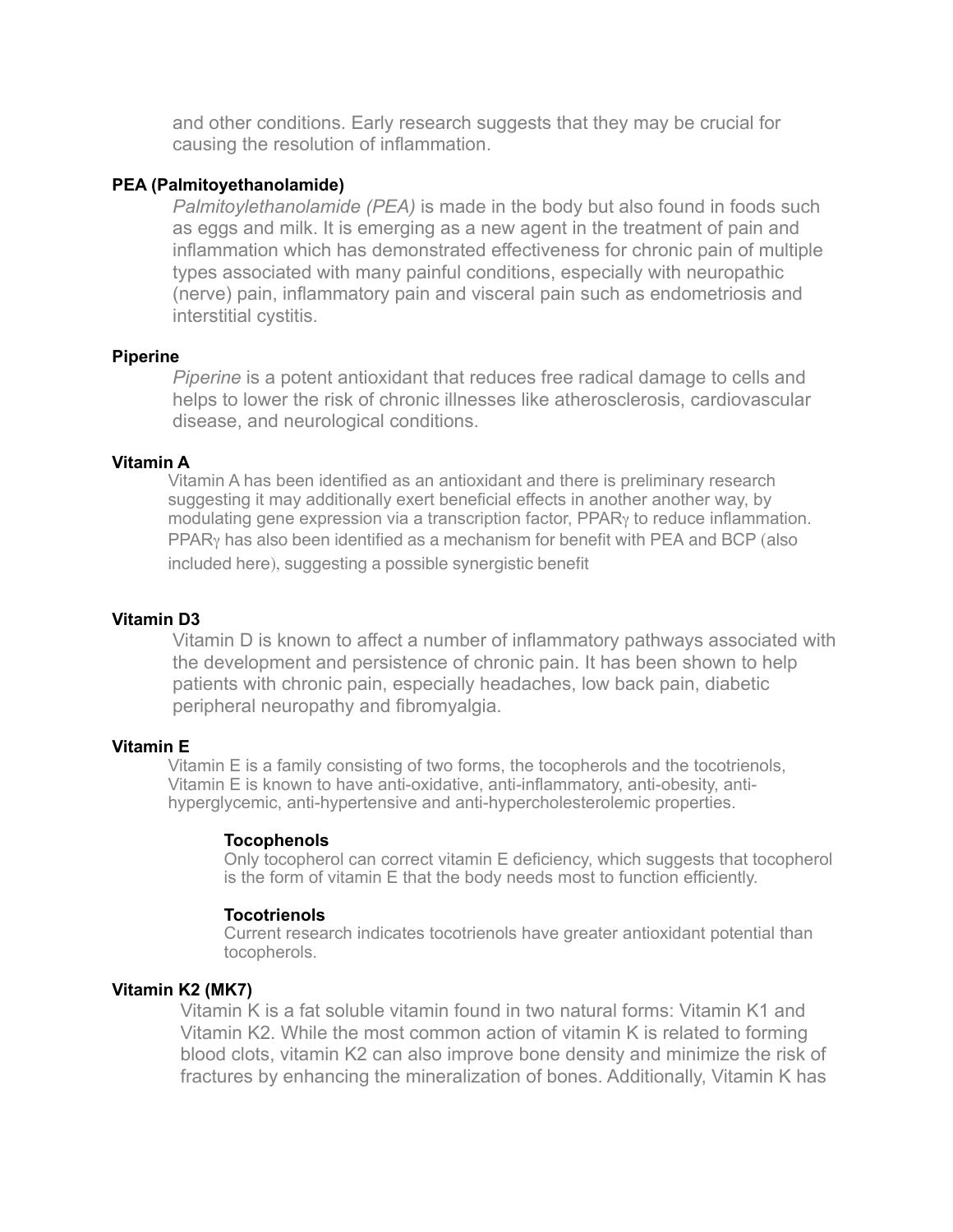and other conditions. Early research suggests that they may be crucial for causing the resolution of inflammation.

**PEA (Palmitoyethanolamide)**

*Palmitoylethanolamide (PEA)* is made in the body but also found in foods such as eggs and milk. It is emerging as a new agent in the treatment of pain and inflammation which has demonstrated effectiveness for chronic pain of multiple types associated with many painful conditions, especially with neuropathic (nerve) pain, inflammatory pain and visceral pain such as endometriosis and interstitial cystitis.

**Piperine**

*Piperine* is a potent antioxidant that reduces free radical damage to cells and helps to lower the risk of chronic illnesses like atherosclerosis, cardiovascular disease, and neurological conditions.

**Vitamin A**

Vitamin A has been identified as an antioxidant and there is preliminary research suggesting it may additionally exert beneficial effects in another another way, by modulating gene expression via a transcription factor, PPARγ to reduce inflammation. PPARγ has also been identified as a mechanism for benefit with PEA and BCP (also included here), suggesting a possible synergistic benefit

**Vitamin D3**

Vitamin D is known to affect a number of inflammatory pathways associated with the development and persistence of chronic pain. It has been shown to help patients with chronic pain, especially headaches, low back pain, diabetic peripheral neuropathy and fibromyalgia.

**Vitamin E**

Vitamin E is a family consisting of two forms, the tocopherols and the tocotrienols, Vitamin E is known to have anti-oxidative, anti-inflammatory, anti-obesity, anti-hyperglycemic, anti-hypertensive and anti-hypercholesterolemic properties.

**Tocophenols**

Only tocopherol can correct vitamin E deficiency, which suggests that tocopherol is the form of vitamin E that the body needs most to function efficiently.

**Tocotrienols**

Current research indicates tocotrienols have greater antioxidant potential than tocopherols.

**Vitamin K2 (MK7)**

Vitamin K is a fat soluble vitamin found in two natural forms: Vitamin K1 and Vitamin K2. While the most common action of vitamin K is related to forming blood clots, vitamin K2 can also improve bone density and minimize the risk of fractures by enhancing the mineralization of bones. Additionally, Vitamin K has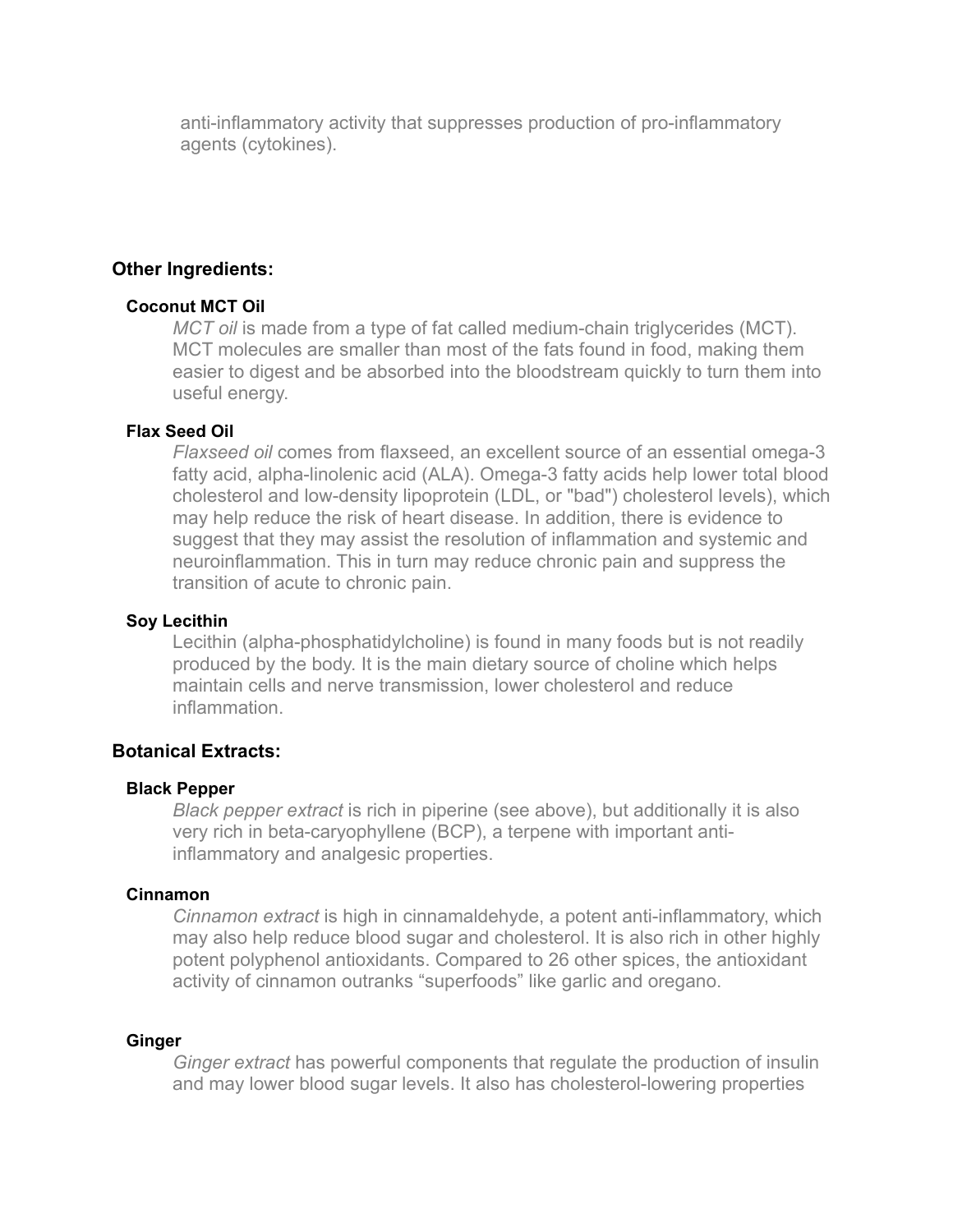anti-inflammatory activity that suppresses production of pro-inflammatory agents (cytokines).

## Other Ingredients:

### Coconut MCT Oil

*MCT oil* is made from a type of fat called medium-chain triglycerides (MCT). MCT molecules are smaller than most of the fats found in food, making them easier to digest and be absorbed into the bloodstream quickly to turn them into useful energy.

### Flax Seed Oil

*Flaxseed oil* comes from flaxseed, an excellent source of an essential omega-3 fatty acid, alpha-linolenic acid (ALA). Omega-3 fatty acids help lower total blood cholesterol and low-density lipoprotein (LDL, or "bad") cholesterol levels), which may help reduce the risk of heart disease. In addition, there is evidence to suggest that they may assist the resolution of inflammation and systemic and neuroinflammation. This in turn may reduce chronic pain and suppress the transition of acute to chronic pain.

### Soy Lecithin

Lecithin (alpha-phosphatidylcholine) is found in many foods but is not readily produced by the body. It is the main dietary source of choline which helps maintain cells and nerve transmission, lower cholesterol and reduce inflammation.

## Botanical Extracts:

### Black Pepper

*Black pepper extract* is rich in piperine (see above), but additionally it is also very rich in beta-caryophyllene (BCP), a terpene with important anti-inflammatory and analgesic properties.

### Cinnamon

*Cinnamon extract* is high in cinnamaldehyde, a potent anti-inflammatory, which may also help reduce blood sugar and cholesterol. It is also rich in other highly potent polyphenol antioxidants. Compared to 26 other spices, the antioxidant activity of cinnamon outranks “superfoods” like garlic and oregano.

### Ginger

*Ginger extract* has powerful components that regulate the production of insulin and may lower blood sugar levels. It also has cholesterol-lowering properties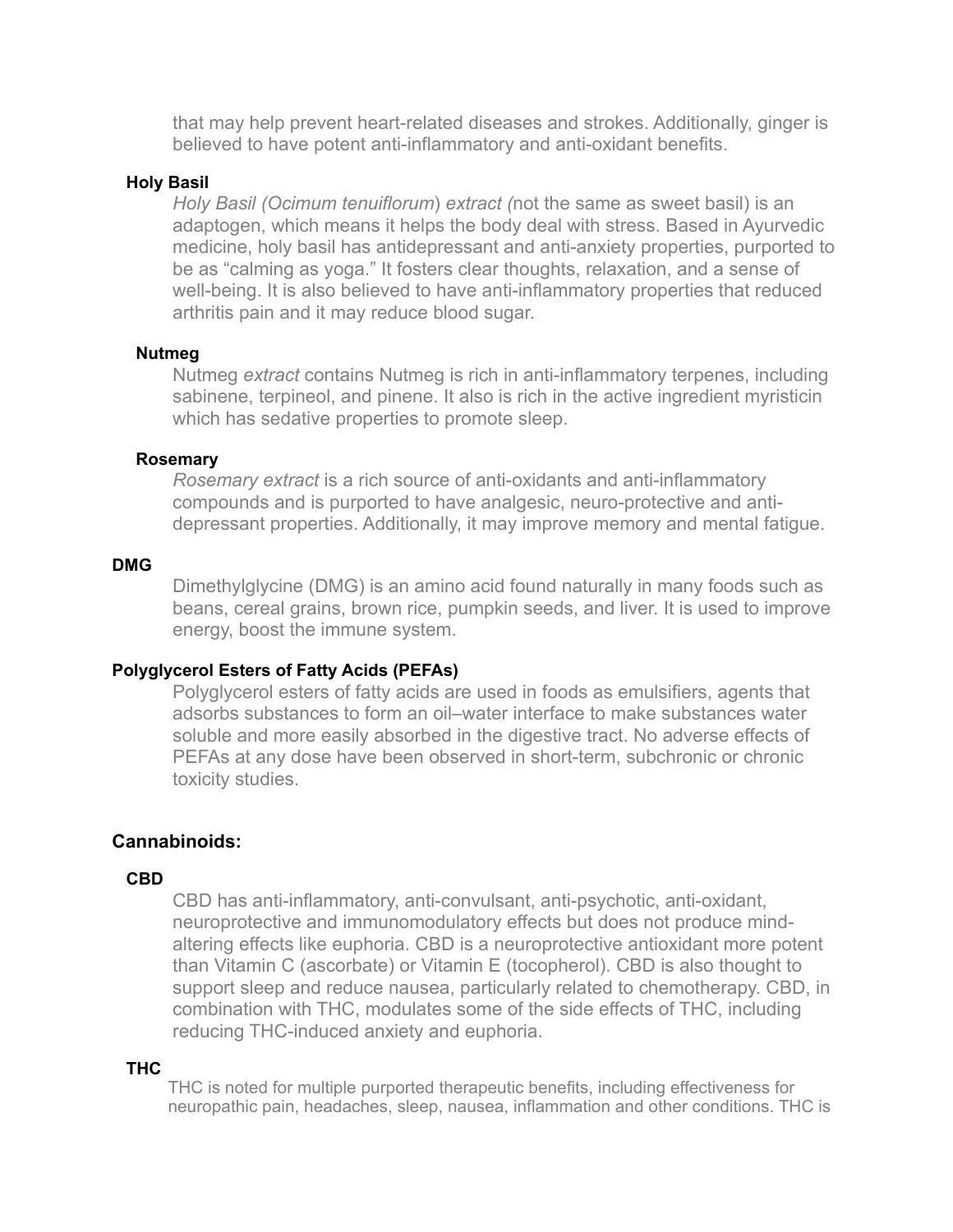that may help prevent heart-related diseases and strokes. Additionally, ginger is believed to have potent anti-inflammatory and anti-oxidant benefits.

**Holy Basil**

*Holy Basil (Ocimum tenuiflorum) extract (*not the same as sweet basil) is an adaptogen, which means it helps the body deal with stress. Based in Ayurvedic medicine, holy basil has antidepressant and anti-anxiety properties, purported to be as "calming as yoga." It fosters clear thoughts, relaxation, and a sense of well-being. It is also believed to have anti-inflammatory properties that reduced arthritis pain and it may reduce blood sugar.

**Nutmeg**

Nutmeg *extract* contains Nutmeg is rich in anti-inflammatory terpenes, including sabinene, terpineol, and pinene. It also is rich in the active ingredient myristicin which has sedative properties to promote sleep.

**Rosemary**

*Rosemary extract* is a rich source of anti-oxidants and anti-inflammatory compounds and is purported to have analgesic, neuro-protective and anti-depressant properties. Additionally, it may improve memory and mental fatigue.

**DMG**

Dimethylglycine (DMG) is an amino acid found naturally in many foods such as beans, cereal grains, brown rice, pumpkin seeds, and liver. It is used to improve energy, boost the immune system.

**Polyglycerol Esters of Fatty Acids (PEFAs)**

Polyglycerol esters of fatty acids are used in foods as emulsifiers, agents that adsorbs substances to form an oil–water interface to make substances water soluble and more easily absorbed in the digestive tract. No adverse effects of PEFAs at any dose have been observed in short-term, subchronic or chronic toxicity studies.

## Cannabinoids:

**CBD**

CBD has anti-inflammatory, anti-convulsant, anti-psychotic, anti-oxidant, neuroprotective and immunomodulatory effects but does not produce mind-altering effects like euphoria. CBD is a neuroprotective antioxidant more potent than Vitamin C (ascorbate) or Vitamin E (tocopherol). CBD is also thought to support sleep and reduce nausea, particularly related to chemotherapy. CBD, in combination with THC, modulates some of the side effects of THC, including reducing THC-induced anxiety and euphoria.

**THC**

THC is noted for multiple purported therapeutic benefits, including effectiveness for neuropathic pain, headaches, sleep, nausea, inflammation and other conditions. THC is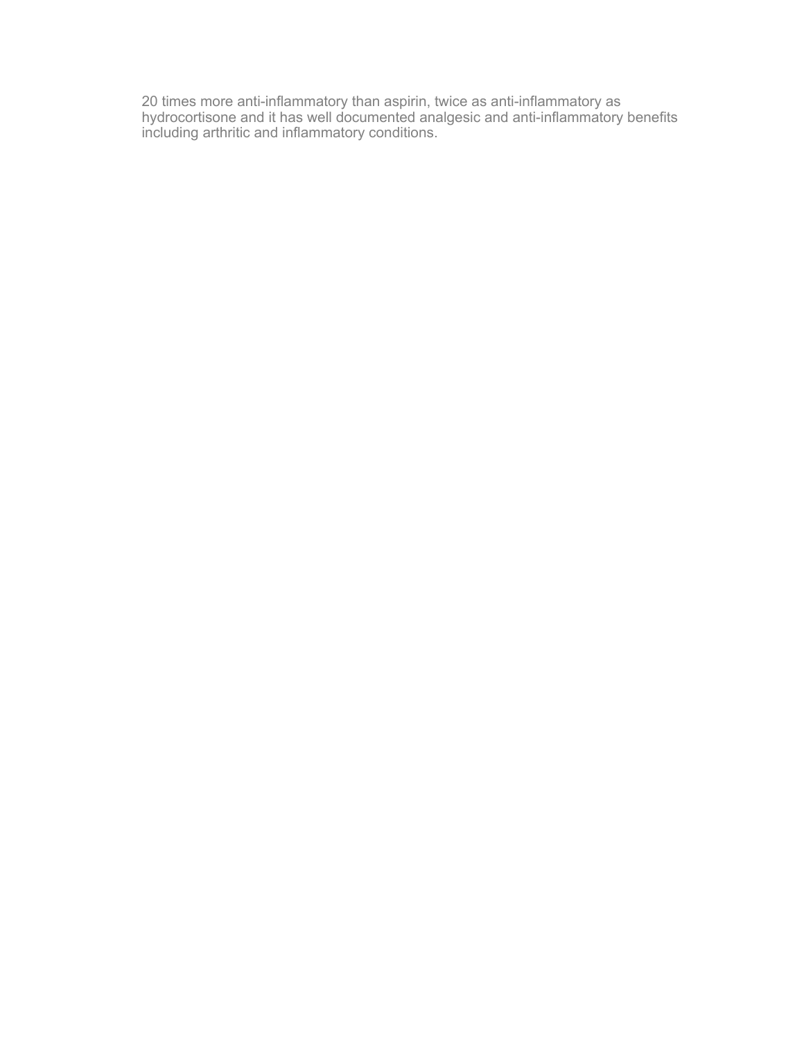20 times more anti-inflammatory than aspirin, twice as anti-inflammatory as hydrocortisone and it has well documented analgesic and anti-inflammatory benefits including arthritic and inflammatory conditions.